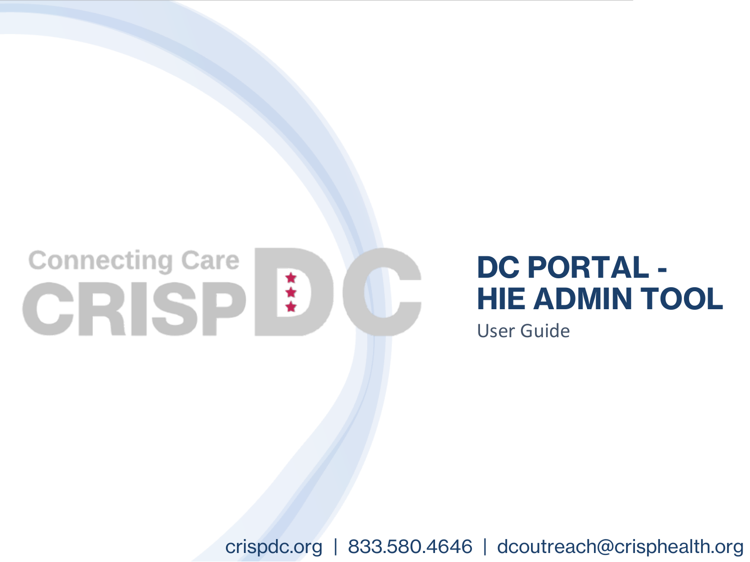Connecting Care

CRISP DC

# DC PORTAL - HIE ADMIN TOOL

User Guide

crispdc.org | 833.580.4646 | dcoutreach@crisphealth.org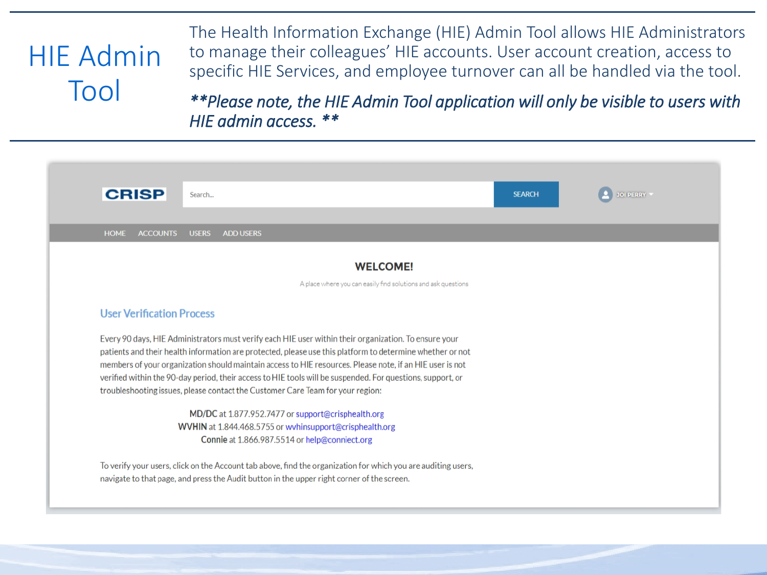# HIE Admin Tool

The Health Information Exchange (HIE) Admin Tool allows HIE Administrators to manage their colleagues' HIE accounts. User account creation, access to specific HIE Services, and employee turnover can all be handled via the tool.

***\*\*Please note, the HIE Admin Tool application will only be visible to users with HIE admin access. \*\****

CRISP | Search... | SEARCH | JOI PERRY

HOME | ACCOUNTS | USERS | ADD USERS

**WELCOME!**

A place where you can easily find solutions and ask questions

## User Verification Process

Every 90 days, HIE Administrators must verify each HIE user within their organization. To ensure your patients and their health information are protected, please use this platform to determine whether or not members of your organization should maintain access to HIE resources. Please note, if an HIE user is not verified within the 90-day period, their access to HIE tools will be suspended. For questions, support, or troubleshooting issues, please contact the Customer Care Team for your region:

MD/DC at 1.877.952.7477 or support@crisphealth.org
WVHIN at 1.844.468.5755 or wvhinsupport@crisphealth.org
Connie at 1.866.987.5514 or help@conniect.org

To verify your users, click on the Account tab above, find the organization for which you are auditing users, navigate to that page, and press the Audit button in the upper right corner of the screen.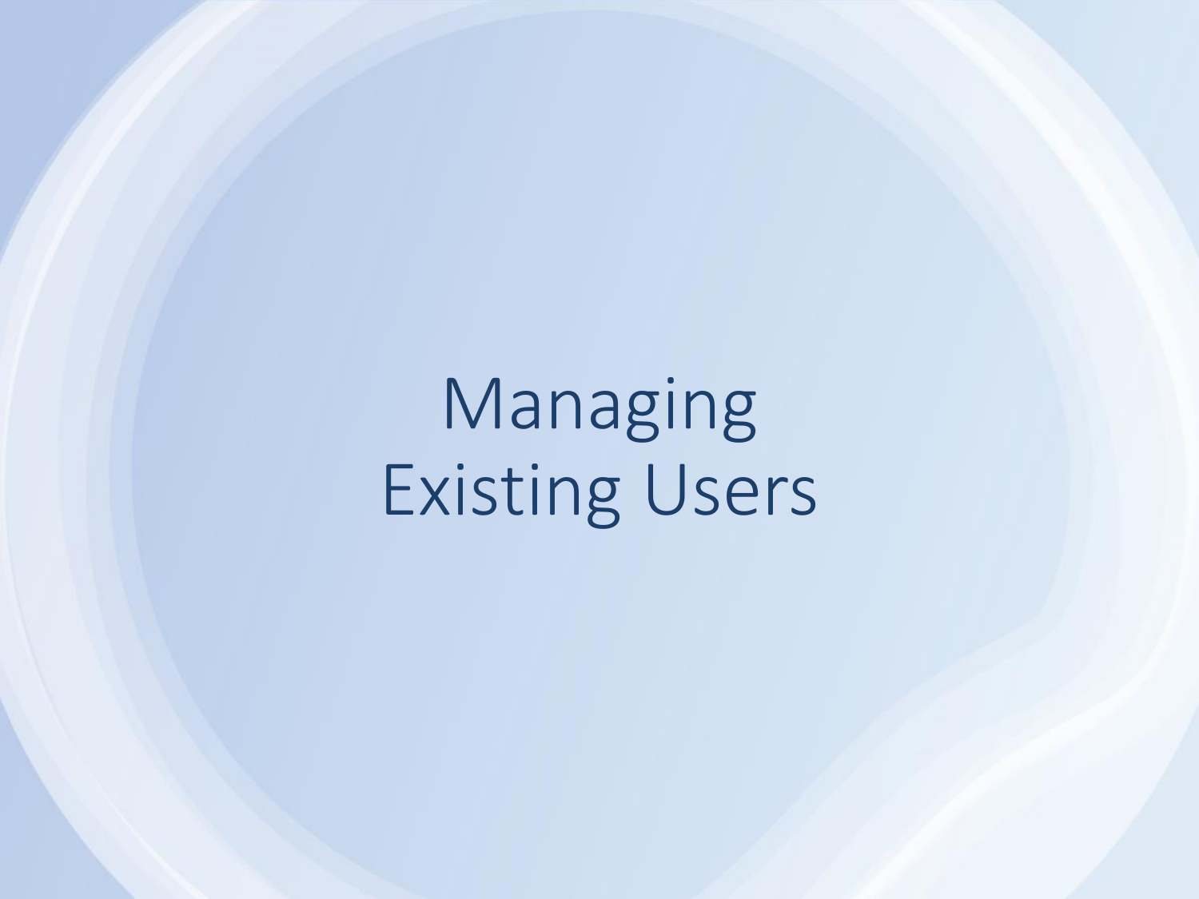# Managing Existing Users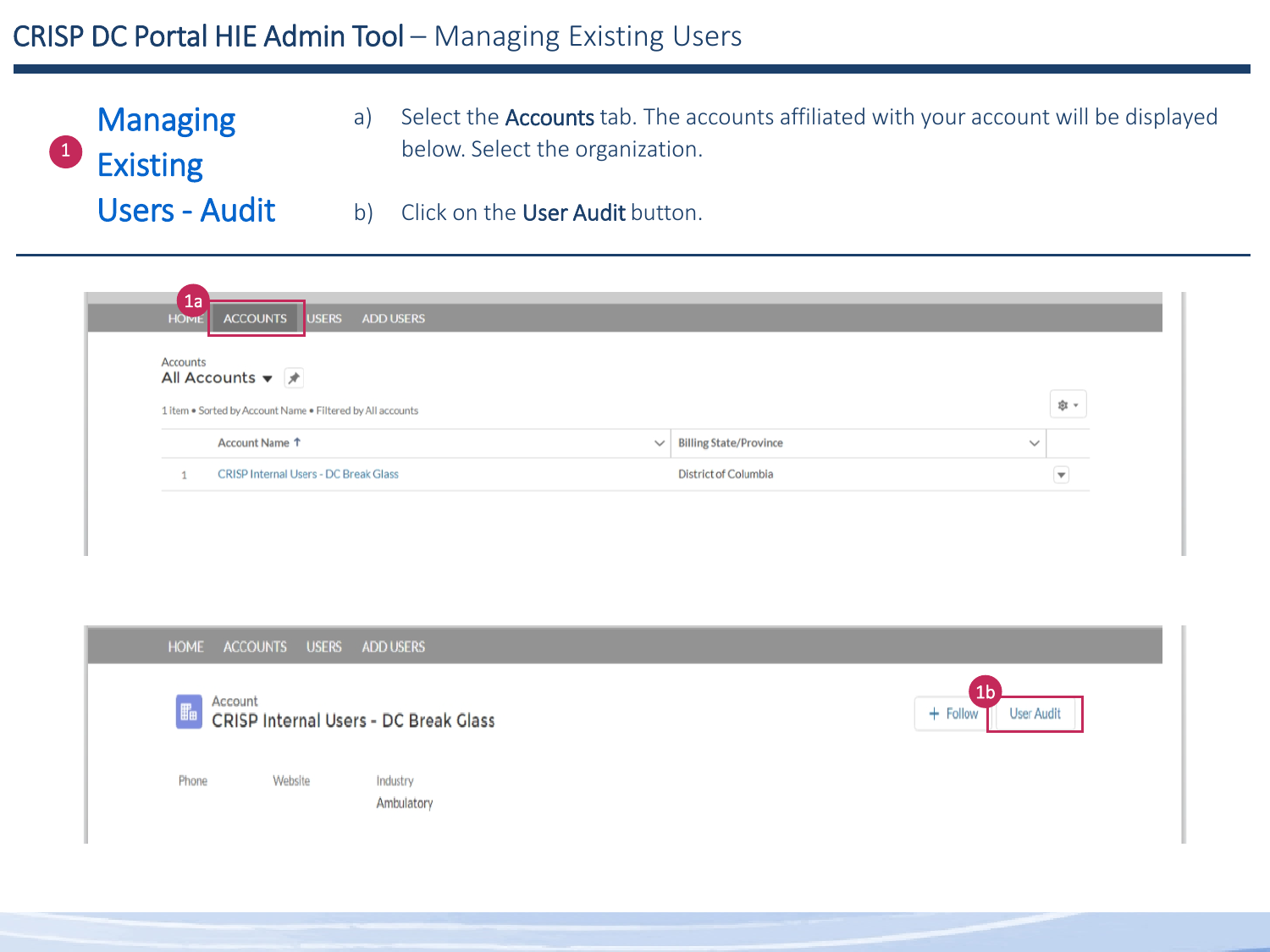# CRISP DC Portal HIE Admin Tool – Managing Existing Users

## 1 Managing Existing Users - Audit

a) Select the **Accounts** tab. The accounts affiliated with your account will be displayed below. Select the organization.

b) Click on the **User Audit** button.

1a

HOME ACCOUNTS USERS ADD USERS

Accounts
All Accounts

1 item • Sorted by Account Name • Filtered by All accounts

| | Account Name | Billing State/Province |
|---|---|---|
| 1 | CRISP Internal Users - DC Break Glass | District of Columbia |

HOME ACCOUNTS USERS ADD USERS

Account
CRISP Internal Users - DC Break Glass

+ Follow 1b User Audit

Phone Website Industry
Ambulatory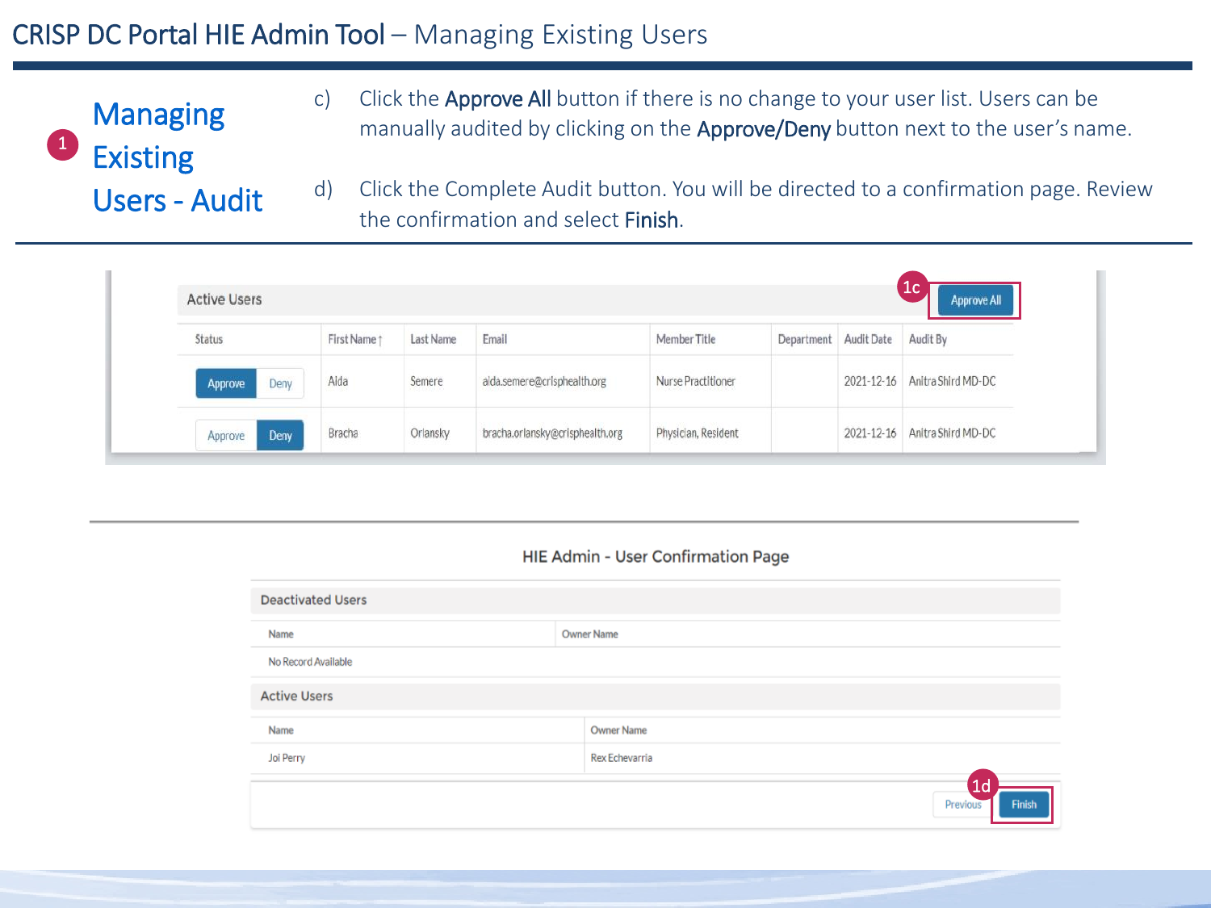# CRISP DC Portal HIE Admin Tool – Managing Existing Users

## 1 Managing Existing Users - Audit

c) Click the **Approve All** button if there is no change to your user list. Users can be manually audited by clicking on the **Approve/Deny** button next to the user's name.

d) Click the Complete Audit button. You will be directed to a confirmation page. Review the confirmation and select **Finish**.

**Active Users** — 1c: Approve All

| Status | First Name ↑ | Last Name | Email | Member Title | Department | Audit Date | Audit By |
|---|---|---|---|---|---|---|---|
| Approve / Deny | Alda | Semere | alda.semere@crisphealth.org | Nurse Practitioner | | 2021-12-16 | Anitra Shird MD-DC |
| Approve / Deny | Bracha | Orlansky | bracha.orlansky@crisphealth.org | Physician, Resident | | 2021-12-16 | Anitra Shird MD-DC |

**HIE Admin - User Confirmation Page**

**Deactivated Users**

| Name | Owner Name |
|---|---|
| No Record Available | |

**Active Users**

| Name | Owner Name |
|---|---|
| Joi Perry | Rex Echevarria |

Previous | 1d: Finish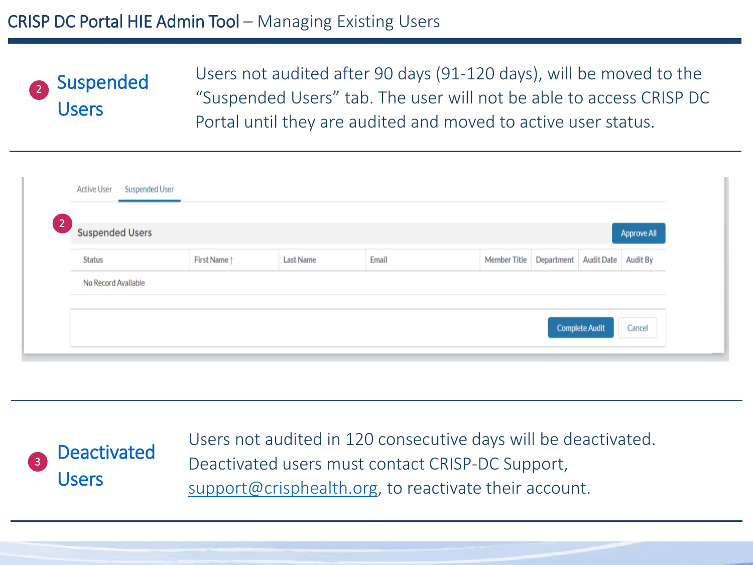# CRISP DC Portal HIE Admin Tool – Managing Existing Users

## 2 Suspended Users

Users not audited after 90 days (91-120 days), will be moved to the "Suspended Users" tab. The user will not be able to access CRISP DC Portal until they are audited and moved to active user status.

Active User | Suspended User

**2** Suspended Users — Approve All

| Status | First Name ↑ | Last Name | Email | Member Title | Department | Audit Date | Audit By |
|---|---|---|---|---|---|---|---|
| No Record Available | | | | | | | |

Complete Audit | Cancel

## 3 Deactivated Users

Users not audited in 120 consecutive days will be deactivated. Deactivated users must contact CRISP-DC Support, support@crisphealth.org, to reactivate their account.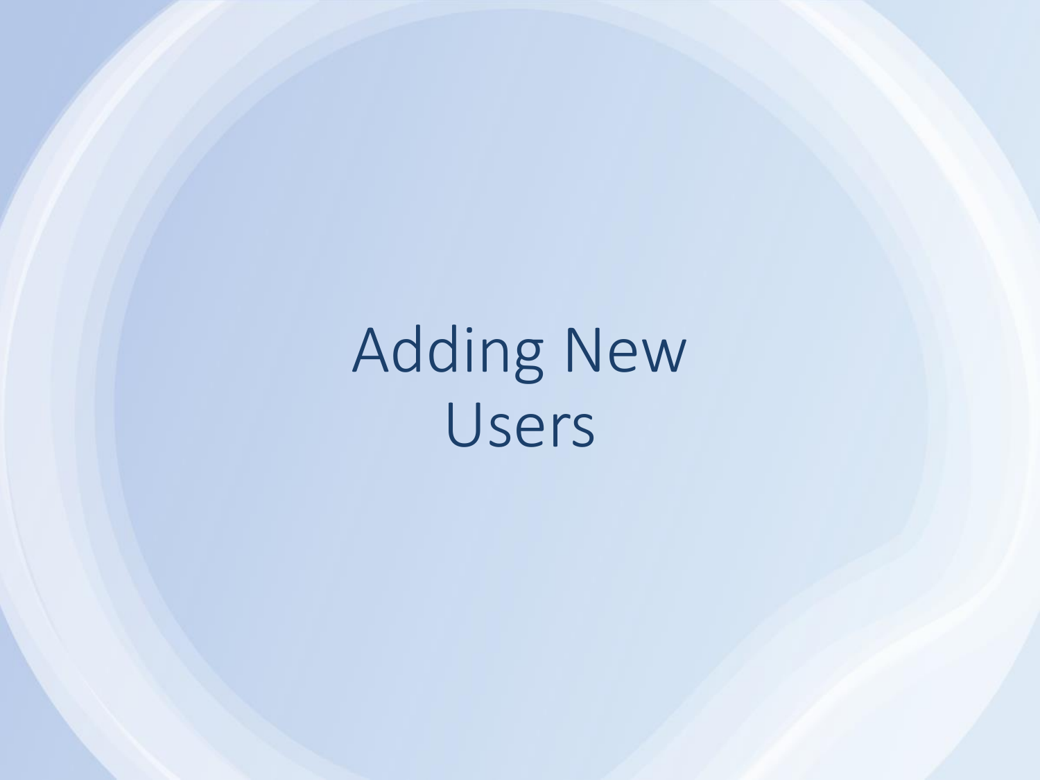# Adding New Users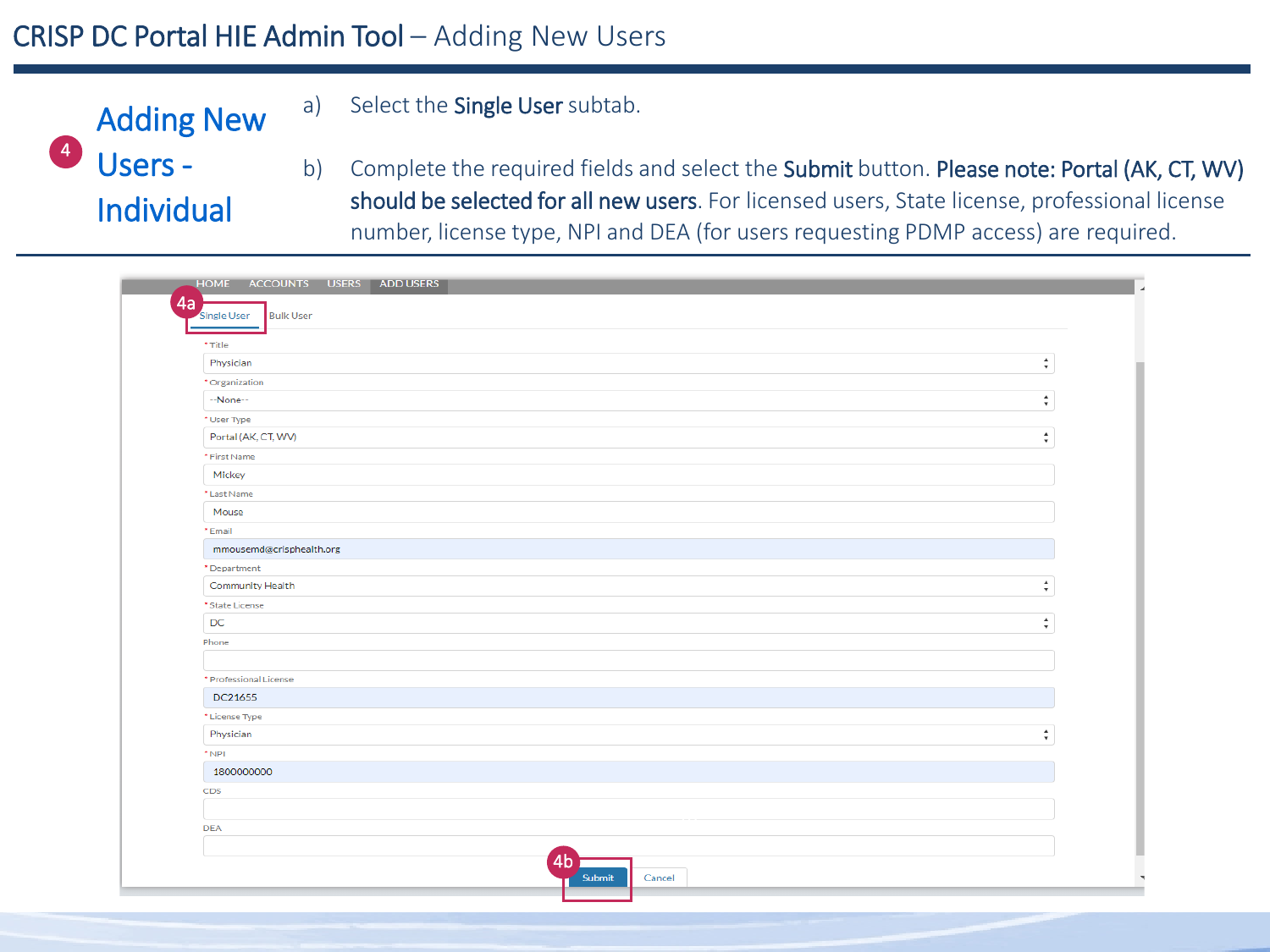# CRISP DC Portal HIE Admin Tool – Adding New Users

## 4 Adding New Users - Individual

a) Select the **Single User** subtab.

b) Complete the required fields and select the **Submit** button. **Please note: Portal (AK, CT, WV) should be selected for all new users**. For licensed users, State license, professional license number, license type, NPI and DEA (for users requesting PDMP access) are required.

HOME | ACCOUNTS | USERS | ADD USERS

4a: Single User | Bulk User

\* Title: Physician

\* Organization: --None--

\* User Type: Portal (AK, CT, WV)

\* First Name: Mickey

\* Last Name: Mouse

\* Email: mmousemd@crisphealth.org

\* Department: Community Health

\* State License: DC

Phone:

\* Professional License: DC21655

\* License Type: Physician

\* NPI: 1800000000

CDS:

DEA:

4b: Submit | Cancel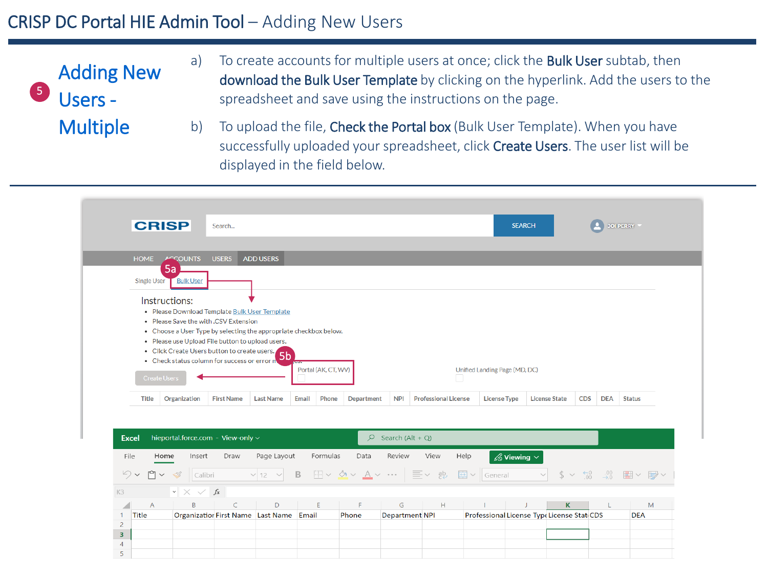# CRISP DC Portal HIE Admin Tool – Adding New Users

## 5 Adding New Users - Multiple

a) To create accounts for multiple users at once; click the **Bulk User** subtab, then **download the Bulk User Template** by clicking on the hyperlink. Add the users to the spreadsheet and save using the instructions on the page.

b) To upload the file, **Check the Portal box** (Bulk User Template). When you have successfully uploaded your spreadsheet, click **Create Users**. The user list will be displayed in the field below.

CRISP

Search...

SEARCH

JOI PERRY

HOME ACCOUNTS USERS ADD USERS

5a

Single User Bulk User

Instructions:

- Please Download Template Bulk User Template
- Please Save the with .CSV Extension
- Choose a User Type by selecting the appropriate checkbox below.
- Please use Upload FIle button to upload users.
- Click Create Users button to create users.
- Check status column for success or error messages.

5b

Portal (AK, CT, WV)

Unified Landing Page (MD, DC)

Create Users

| Title | Organization | First Name | Last Name | Email | Phone | Department | NPI | Professional License | License Type | License State | CDS | DEA | Status |
|---|---|---|---|---|---|---|---|---|---|---|---|---|---|

Excel hieportal.force.com - View-only

Search (Alt + Q)

File Home Insert Draw Page Layout Formulas Data Review View Help Viewing

K3

| | A | B | C | D | E | F | G | H | I | J | K | L | M |
|---|---|---|---|---|---|---|---|---|---|---|---|---|---|
| 1 | Title | Organization | First Name | Last Name | Email | Phone | Department | NPI | Professional | License Type | License State | CDS | DEA |
| 2 | | | | | | | | | | | | | |
| 3 | | | | | | | | | | | | | |
| 4 | | | | | | | | | | | | | |
| 5 | | | | | | | | | | | | | |